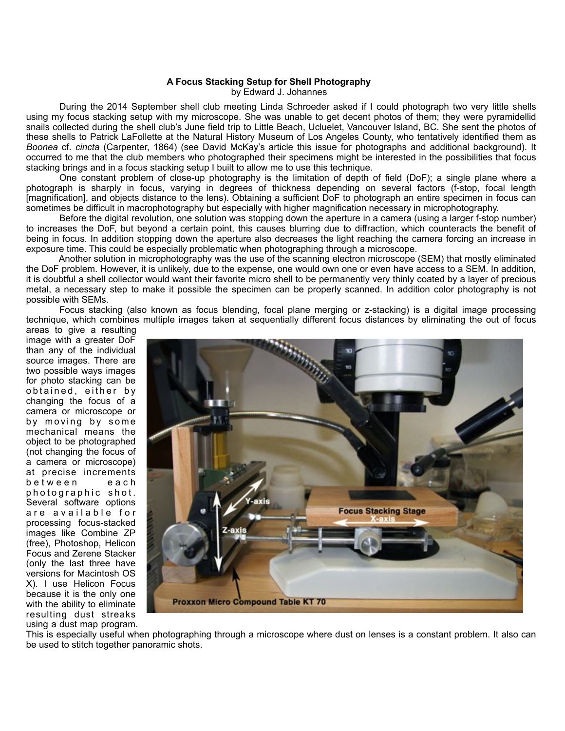**A Focus Stacking Setup for Shell Photography**

by Edward J. Johannes

During the 2014 September shell club meeting Linda Schroeder asked if I could photograph two very little shells using my focus stacking setup with my microscope. She was unable to get decent photos of them; they were pyramidellid snails collected during the shell club's June field trip to Little Beach, Ucluelet, Vancouver Island, BC. She sent the photos of these shells to Patrick LaFollette at the Natural History Museum of Los Angeles County, who tentatively identified them as *Boonea* cf. *cincta* (Carpenter, 1864) (see David McKay's article this issue for photographs and additional background). It occurred to me that the club members who photographed their specimens might be interested in the possibilities that focus stacking brings and in a focus stacking setup I built to allow me to use this technique.

One constant problem of close-up photography is the limitation of depth of field (DoF); a single plane where a photograph is sharply in focus, varying in degrees of thickness depending on several factors (f-stop, focal length [magnification], and objects distance to the lens). Obtaining a sufficient DoF to photograph an entire specimen in focus can sometimes be difficult in macrophotography but especially with higher magnification necessary in microphotography.

Before the digital revolution, one solution was stopping down the aperture in a camera (using a larger f-stop number) to increases the DoF, but beyond a certain point, this causes blurring due to diffraction, which counteracts the benefit of being in focus. In addition stopping down the aperture also decreases the light reaching the camera forcing an increase in exposure time. This could be especially problematic when photographing through a microscope.

Another solution in microphotography was the use of the scanning electron microscope (SEM) that mostly eliminated the DoF problem. However, it is unlikely, due to the expense, one would own one or even have access to a SEM. In addition, it is doubtful a shell collector would want their favorite micro shell to be permanently very thinly coated by a layer of precious metal, a necessary step to make it possible the specimen can be properly scanned. In addition color photography is not possible with SEMs.

Focus stacking (also known as focus blending, focal plane merging or z-stacking) is a digital image processing technique, which combines multiple images taken at sequentially different focus distances by eliminating the out of focus areas to give a resulting image with a greater DoF than any of the individual source images. There are two possible ways images for photo stacking can be obtained, either by changing the focus of a camera or microscope or by moving by some mechanical means the object to be photographed (not changing the focus of a camera or microscope) at precise increments between each photographic shot. Several software options are available for processing focus-stacked images like Combine ZP (free), Photoshop, Helicon Focus and Zerene Stacker (only the last three have versions for Macintosh OS X). I use Helicon Focus because it is the only one with the ability to eliminate resulting dust streaks using a dust map program. This is especially useful when photographing through a microscope where dust on lenses is a constant problem. It also can be used to stitch together panoramic shots.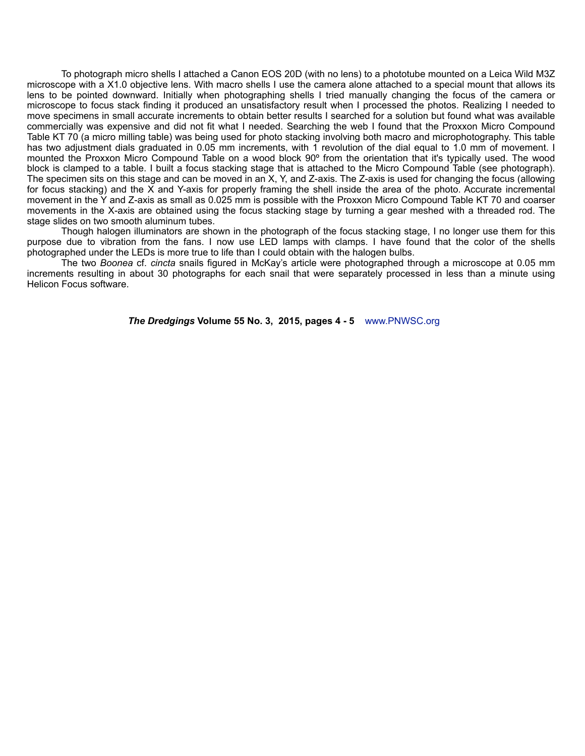To photograph micro shells I attached a Canon EOS 20D (with no lens) to a phototube mounted on a Leica Wild M3Z microscope with a X1.0 objective lens. With macro shells I use the camera alone attached to a special mount that allows its lens to be pointed downward. Initially when photographing shells I tried manually changing the focus of the camera or microscope to focus stack finding it produced an unsatisfactory result when I processed the photos. Realizing I needed to move specimens in small accurate increments to obtain better results I searched for a solution but found what was available commercially was expensive and did not fit what I needed. Searching the web I found that the Proxxon Micro Compound Table KT 70 (a micro milling table) was being used for photo stacking involving both macro and microphotography. This table has two adjustment dials graduated in 0.05 mm increments, with 1 revolution of the dial equal to 1.0 mm of movement. I mounted the Proxxon Micro Compound Table on a wood block 90º from the orientation that it's typically used. The wood block is clamped to a table. I built a focus stacking stage that is attached to the Micro Compound Table (see photograph). The specimen sits on this stage and can be moved in an X, Y, and Z-axis. The Z-axis is used for changing the focus (allowing for focus stacking) and the X and Y-axis for properly framing the shell inside the area of the photo. Accurate incremental movement in the Y and Z-axis as small as 0.025 mm is possible with the Proxxon Micro Compound Table KT 70 and coarser movements in the X-axis are obtained using the focus stacking stage by turning a gear meshed with a threaded rod. The stage slides on two smooth aluminum tubes.

Though halogen illuminators are shown in the photograph of the focus stacking stage, I no longer use them for this purpose due to vibration from the fans. I now use LED lamps with clamps. I have found that the color of the shells photographed under the LEDs is more true to life than I could obtain with the halogen bulbs.

The two *Boonea* cf. *cincta* snails figured in McKay's article were photographed through a microscope at 0.05 mm increments resulting in about 30 photographs for each snail that were separately processed in less than a minute using Helicon Focus software.